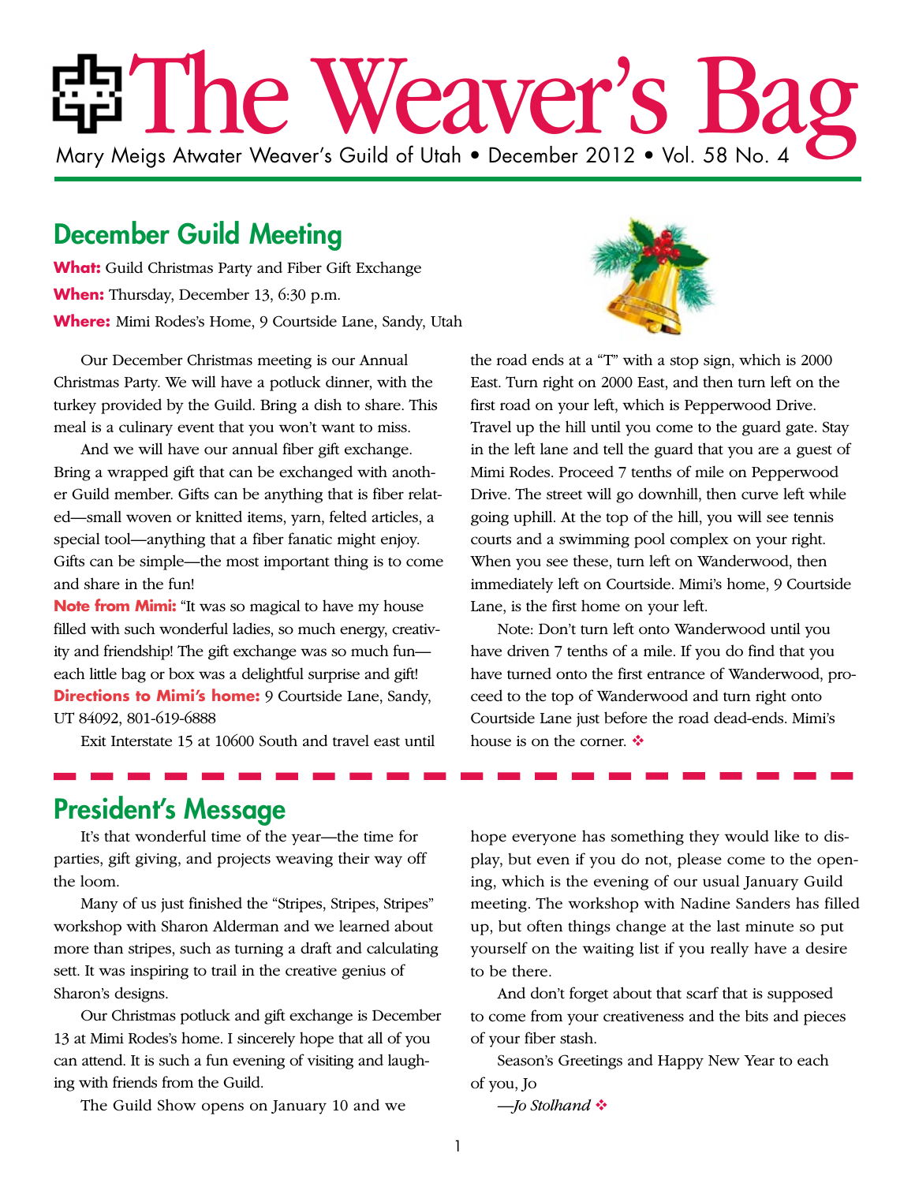# The Weaver's Bag

Mary Meigs Atwater Weaver's Guild of Utah • December 2012 • Vol. 58 No. 4

## December Guild Meeting

**What:** Guild Christmas Party and Fiber Gift Exchange

**When:** Thursday, December 13, 6:30 p.m.

**Where:** Mimi Rodes's Home, 9 Courtside Lane, Sandy, Utah

Our December Christmas meeting is our Annual Christmas Party. We will have a potluck dinner, with the turkey provided by the Guild. Bring a dish to share. This meal is a culinary event that you won't want to miss.

And we will have our annual fiber gift exchange. Bring a wrapped gift that can be exchanged with another Guild member. Gifts can be anything that is fiber related—small woven or knitted items, yarn, felted articles, a special tool—anything that a fiber fanatic might enjoy. Gifts can be simple—the most important thing is to come and share in the fun!

**Note from Mimi:** "It was so magical to have my house filled with such wonderful ladies, so much energy, creativity and friendship! The gift exchange was so much fun—each little bag or box was a delightful surprise and gift!

**Directions to Mimi's home:** 9 Courtside Lane, Sandy, UT 84092, 801-619-6888

Exit Interstate 15 at 10600 South and travel east until the road ends at a "T" with a stop sign, which is 2000 East. Turn right on 2000 East, and then turn left on the first road on your left, which is Pepperwood Drive. Travel up the hill until you come to the guard gate. Stay in the left lane and tell the guard that you are a guest of Mimi Rodes. Proceed 7 tenths of mile on Pepperwood Drive. The street will go downhill, then curve left while going uphill. At the top of the hill, you will see tennis courts and a swimming pool complex on your right. When you see these, turn left on Wanderwood, then immediately left on Courtside. Mimi's home, 9 Courtside Lane, is the first home on your left.

Note: Don't turn left onto Wanderwood until you have driven 7 tenths of a mile. If you do find that you have turned onto the first entrance of Wanderwood, proceed to the top of Wanderwood and turn right onto Courtside Lane just before the road dead-ends. Mimi's house is on the corner. ❖

## President's Message

It's that wonderful time of the year—the time for parties, gift giving, and projects weaving their way off the loom.

Many of us just finished the "Stripes, Stripes, Stripes" workshop with Sharon Alderman and we learned about more than stripes, such as turning a draft and calculating sett. It was inspiring to trail in the creative genius of Sharon's designs.

Our Christmas potluck and gift exchange is December 13 at Mimi Rodes's home. I sincerely hope that all of you can attend. It is such a fun evening of visiting and laughing with friends from the Guild.

The Guild Show opens on January 10 and we hope everyone has something they would like to display, but even if you do not, please come to the opening, which is the evening of our usual January Guild meeting. The workshop with Nadine Sanders has filled up, but often things change at the last minute so put yourself on the waiting list if you really have a desire to be there.

And don't forget about that scarf that is supposed to come from your creativeness and the bits and pieces of your fiber stash.

Season's Greetings and Happy New Year to each of you, Jo

*—Jo Stolhand* ❖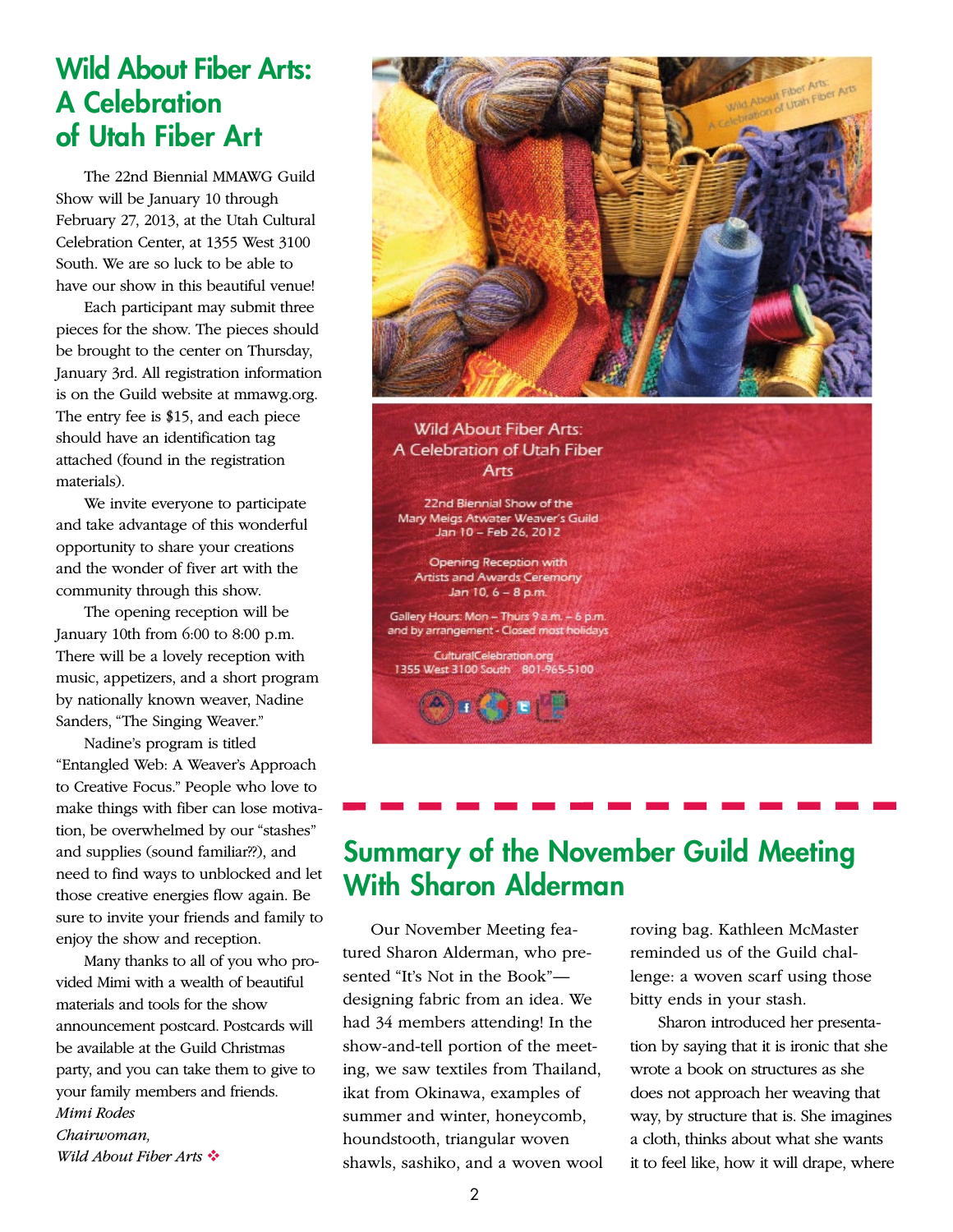# Wild About Fiber Arts: A Celebration of Utah Fiber Art

The 22nd Biennial MMAWG Guild Show will be January 10 through February 27, 2013, at the Utah Cultural Celebration Center, at 1355 West 3100 South. We are so luck to be able to have our show in this beautiful venue!

Each participant may submit three pieces for the show. The pieces should be brought to the center on Thursday, January 3rd. All registration information is on the Guild website at mmawg.org. The entry fee is $15, and each piece should have an identification tag attached (found in the registration materials).

We invite everyone to participate and take advantage of this wonderful opportunity to share your creations and the wonder of fiver art with the community through this show.

The opening reception will be January 10th from 6:00 to 8:00 p.m. There will be a lovely reception with music, appetizers, and a short program by nationally known weaver, Nadine Sanders, "The Singing Weaver."

Nadine's program is titled "Entangled Web: A Weaver's Approach to Creative Focus." People who love to make things with fiber can lose motivation, be overwhelmed by our "stashes" and supplies (sound familiar??), and need to find ways to unblocked and let those creative energies flow again. Be sure to invite your friends and family to enjoy the show and reception.

Many thanks to all of you who provided Mimi with a wealth of beautiful materials and tools for the show announcement postcard. Postcards will be available at the Guild Christmas party, and you can take them to give to your family members and friends.

*Mimi Rodes*
*Chairwoman,*
*Wild About Fiber Arts* ❖

Wild About Fiber Arts:
A Celebration of Utah Fiber Arts

22nd Biennial Show of the
Mary Meigs Atwater Weaver's Guild
Jan 10 – Feb 26, 2012

Opening Reception with
Artists and Awards Ceremony
Jan 10, 6 – 8 p.m.

Gallery Hours: Mon – Thurs 9 a.m. – 6 p.m.
and by arrangement - Closed most holidays

CulturalCelebration.org
1355 West 3100 South 801-965-5100

## Summary of the November Guild Meeting With Sharon Alderman

Our November Meeting featured Sharon Alderman, who presented "It's Not in the Book"—designing fabric from an idea. We had 34 members attending! In the show-and-tell portion of the meeting, we saw textiles from Thailand, ikat from Okinawa, examples of summer and winter, honeycomb, houndstooth, triangular woven shawls, sashiko, and a woven wool roving bag. Kathleen McMaster reminded us of the Guild challenge: a woven scarf using those bitty ends in your stash.

Sharon introduced her presentation by saying that it is ironic that she wrote a book on structures as she does not approach her weaving that way, by structure that is. She imagines a cloth, thinks about what she wants it to feel like, how it will drape, where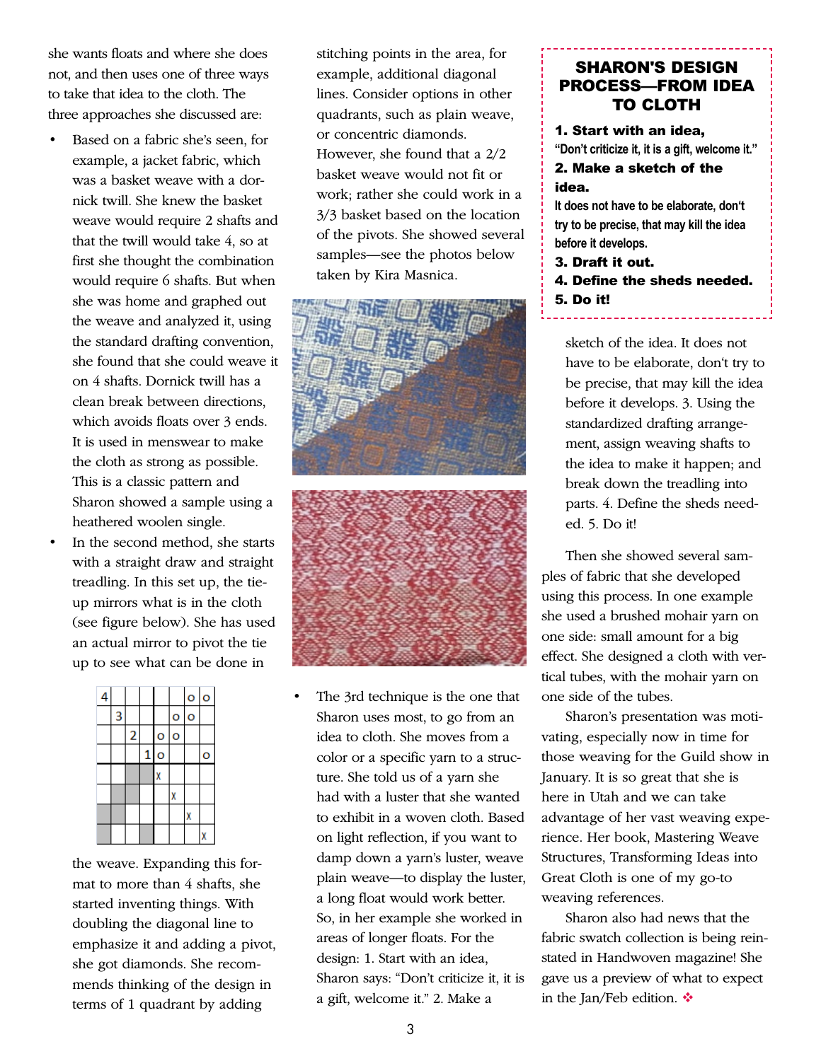she wants floats and where she does not, and then uses one of three ways to take that idea to the cloth. The three approaches she discussed are:

- Based on a fabric she's seen, for example, a jacket fabric, which was a basket weave with a dornick twill. She knew the basket weave would require 2 shafts and that the twill would take 4, so at first she thought the combination would require 6 shafts. But when she was home and graphed out the weave and analyzed it, using the standard drafting convention, she found that she could weave it on 4 shafts. Dornick twill has a clean break between directions, which avoids floats over 3 ends. It is used in menswear to make the cloth as strong as possible. This is a classic pattern and Sharon showed a sample using a heathered woolen single.
- In the second method, she starts with a straight draw and straight treadling. In this set up, the tie-up mirrors what is in the cloth (see figure below). She has used an actual mirror to pivot the tie up to see what can be done in

| 4 | | | | | | o | o |
|---|---|---|---|---|---|---|---|
| | 3 | | | | o | o | |
| | | 2 | | o | o | | |
| | | | 1 | o | | | o |
| | | ■ | ■ | x | | | |
| | ■ | ■ | | | x | | |
| ■ | ■ | | | | | x | |
| ■ | | | ■ | | | | x |

the weave. Expanding this format to more than 4 shafts, she started inventing things. With doubling the diagonal line to emphasize it and adding a pivot, she got diamonds. She recommends thinking of the design in terms of 1 quadrant by adding stitching points in the area, for example, additional diagonal lines. Consider options in other quadrants, such as plain weave, or concentric diamonds. However, she found that a 2/2 basket weave would not fit or work; rather she could work in a 3/3 basket based on the location of the pivots. She showed several samples—see the photos below taken by Kira Masnica.

- The 3rd technique is the one that Sharon uses most, to go from an idea to cloth. She moves from a color or a specific yarn to a structure. She told us of a yarn she had with a luster that she wanted to exhibit in a woven cloth. Based on light reflection, if you want to damp down a yarn's luster, weave plain weave—to display the luster, a long float would work better. So, in her example she worked in areas of longer floats. For the design: 1. Start with an idea, Sharon says: "Don't criticize it, it is a gift, welcome it." 2. Make a sketch of the idea. It does not have to be elaborate, don't try to be precise, that may kill the idea before it develops. 3. Using the standardized drafting arrangement, assign weaving shafts to the idea to make it happen; and break down the treadling into parts. 4. Define the sheds needed. 5. Do it!

> ### SHARON'S DESIGN PROCESS—FROM IDEA TO CLOTH
>
> **1. Start with an idea,**
> **"Don't criticize it, it is a gift, welcome it."**
> **2. Make a sketch of the idea.**
> **It does not have to be elaborate, don't try to be precise, that may kill the idea before it develops.**
> **3. Draft it out.**
> **4. Define the sheds needed.**
> **5. Do it!**

Then she showed several samples of fabric that she developed using this process. In one example she used a brushed mohair yarn on one side: small amount for a big effect. She designed a cloth with vertical tubes, with the mohair yarn on one side of the tubes.

Sharon's presentation was motivating, especially now in time for those weaving for the Guild show in January. It is so great that she is here in Utah and we can take advantage of her vast weaving experience. Her book, Mastering Weave Structures, Transforming Ideas into Great Cloth is one of my go-to weaving references.

Sharon also had news that the fabric swatch collection is being reinstated in Handwoven magazine! She gave us a preview of what to expect in the Jan/Feb edition. ❖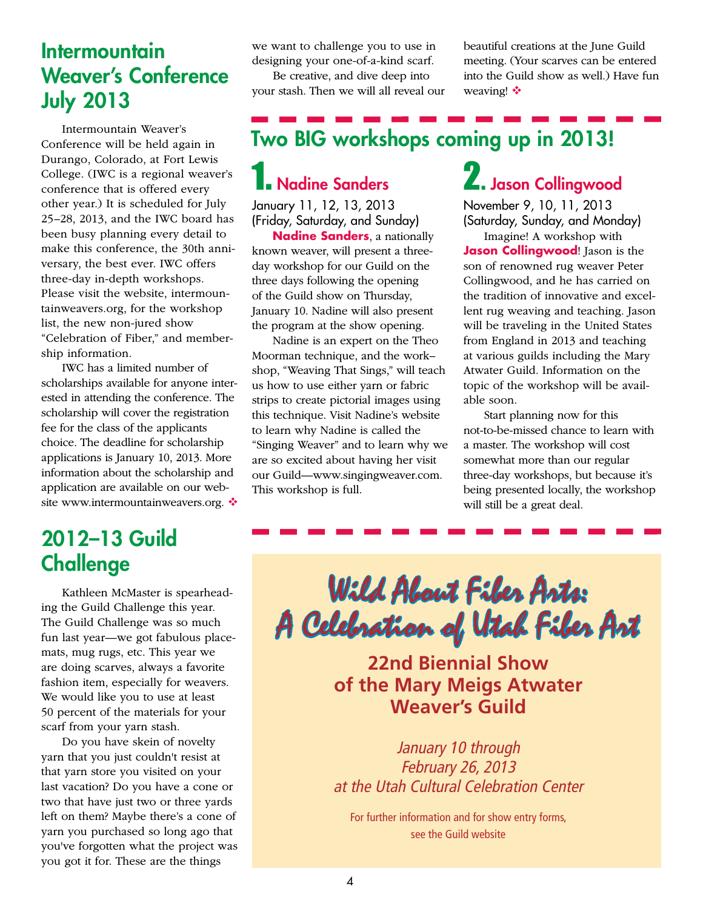## Intermountain Weaver's Conference July 2013

Intermountain Weaver's Conference will be held again in Durango, Colorado, at Fort Lewis College. (IWC is a regional weaver's conference that is offered every other year.) It is scheduled for July 25–28, 2013, and the IWC board has been busy planning every detail to make this conference, the 30th anniversary, the best ever. IWC offers three-day in-depth workshops. Please visit the website, intermountainweavers.org, for the workshop list, the new non-jured show "Celebration of Fiber," and membership information.

IWC has a limited number of scholarships available for anyone interested in attending the conference. The scholarship will cover the registration fee for the class of the applicants choice. The deadline for scholarship applications is January 10, 2013. More information about the scholarship and application are available on our website www.intermountainweavers.org. ❖

## 2012–13 Guild Challenge

Kathleen McMaster is spearheading the Guild Challenge this year. The Guild Challenge was so much fun last year—we got fabulous placemats, mug rugs, etc. This year we are doing scarves, always a favorite fashion item, especially for weavers. We would like you to use at least 50 percent of the materials for your scarf from your yarn stash.

Do you have skein of novelty yarn that you just couldn't resist at that yarn store you visited on your last vacation? Do you have a cone or two that have just two or three yards left on them? Maybe there's a cone of yarn you purchased so long ago that you've forgotten what the project was you got it for. These are the things we want to challenge you to use in designing your one-of-a-kind scarf.

Be creative, and dive deep into your stash. Then we will all reveal our beautiful creations at the June Guild meeting. (Your scarves can be entered into the Guild show as well.) Have fun weaving! ❖

## Two BIG workshops coming up in 2013!

### 1. Nadine Sanders

January 11, 12, 13, 2013
(Friday, Saturday, and Sunday)

**Nadine Sanders**, a nationally known weaver, will present a three-day workshop for our Guild on the three days following the opening of the Guild show on Thursday, January 10. Nadine will also present the program at the show opening.

Nadine is an expert on the Theo Moorman technique, and the work–shop, "Weaving That Sings," will teach us how to use either yarn or fabric strips to create pictorial images using this technique. Visit Nadine's website to learn why Nadine is called the "Singing Weaver" and to learn why we are so excited about having her visit our Guild—www.singingweaver.com. This workshop is full.

### 2. Jason Collingwood

November 9, 10, 11, 2013
(Saturday, Sunday, and Monday)

Imagine! A workshop with **Jason Collingwood**! Jason is the son of renowned rug weaver Peter Collingwood, and he has carried on the tradition of innovative and excellent rug weaving and teaching. Jason will be traveling in the United States from England in 2013 and teaching at various guilds including the Mary Atwater Guild. Information on the topic of the workshop will be available soon.

Start planning now for this not-to-be-missed chance to learn with a master. The workshop will cost somewhat more than our regular three-day workshops, but because it's being presented locally, the workshop will still be a great deal.

## Wild About Fiber Arts: A Celebration of Utah Fiber Art

### 22nd Biennial Show of the Mary Meigs Atwater Weaver's Guild

*January 10 through February 26, 2013 at the Utah Cultural Celebration Center*

For further information and for show entry forms, see the Guild website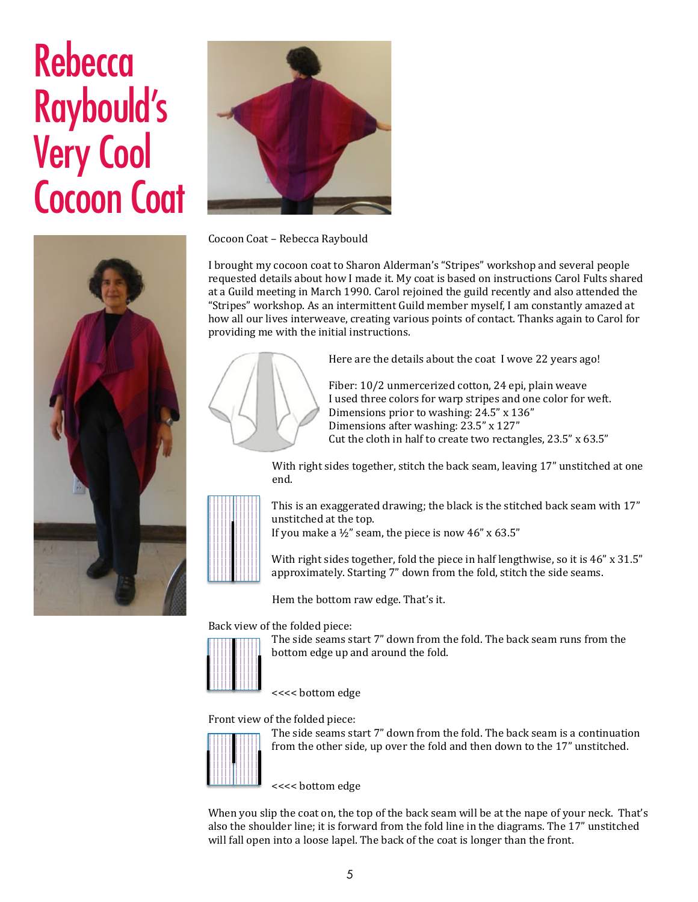# Rebecca Raybould's Very Cool Cocoon Coat

Cocoon Coat – Rebecca Raybould

I brought my cocoon coat to Sharon Alderman's "Stripes" workshop and several people requested details about how I made it. My coat is based on instructions Carol Fults shared at a Guild meeting in March 1990. Carol rejoined the guild recently and also attended the "Stripes" workshop. As an intermittent Guild member myself, I am constantly amazed at how all our lives interweave, creating various points of contact. Thanks again to Carol for providing me with the initial instructions.

Here are the details about the coat I wove 22 years ago!

Fiber: 10/2 unmercerized cotton, 24 epi, plain weave
I used three colors for warp stripes and one color for weft.
Dimensions prior to washing: 24.5" x 136"
Dimensions after washing: 23.5" x 127"
Cut the cloth in half to create two rectangles, 23.5" x 63.5"

With right sides together, stitch the back seam, leaving 17" unstitched at one end.

This is an exaggerated drawing; the black is the stitched back seam with 17" unstitched at the top.
If you make a ½" seam, the piece is now 46" x 63.5"

With right sides together, fold the piece in half lengthwise, so it is 46" x 31.5" approximately. Starting 7" down from the fold, stitch the side seams.

Hem the bottom raw edge. That's it.

Back view of the folded piece:
The side seams start 7" down from the fold. The back seam runs from the bottom edge up and around the fold.

<<<< bottom edge

Front view of the folded piece:
The side seams start 7" down from the fold. The back seam is a continuation from the other side, up over the fold and then down to the 17" unstitched.

<<<< bottom edge

When you slip the coat on, the top of the back seam will be at the nape of your neck. That's also the shoulder line; it is forward from the fold line in the diagrams. The 17" unstitched will fall open into a loose lapel. The back of the coat is longer than the front.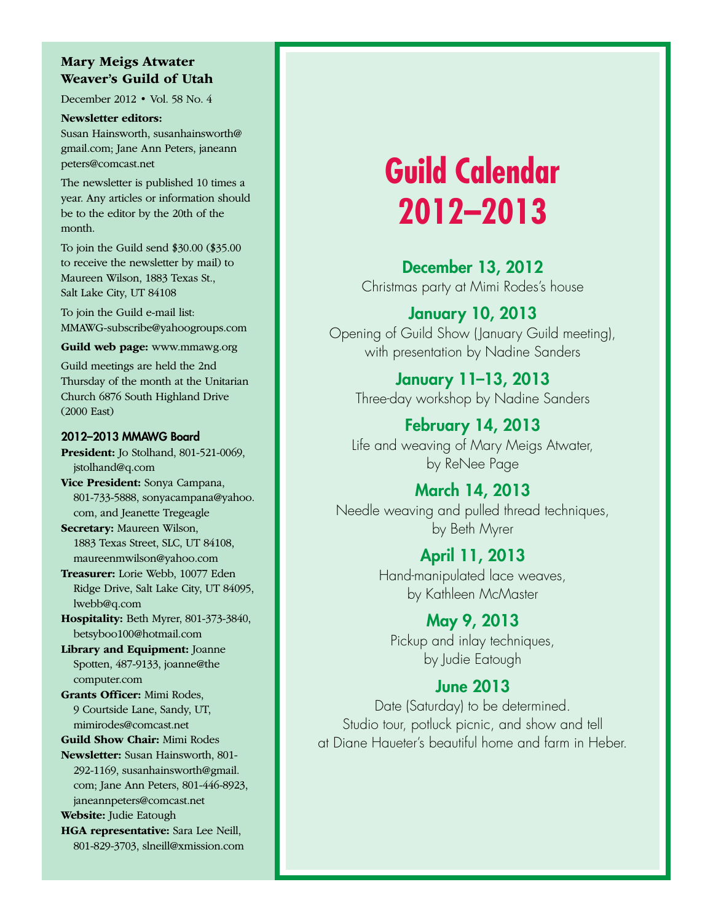**Mary Meigs Atwater Weaver's Guild of Utah**

December 2012 • Vol. 58 No. 4

**Newsletter editors:**
Susan Hainsworth, susanhainsworth@gmail.com; Jane Ann Peters, janeannpeters@comcast.net

The newsletter is published 10 times a year. Any articles or information should be to the editor by the 20th of the month.

To join the Guild send $30.00 ($35.00 to receive the newsletter by mail) to Maureen Wilson, 1883 Texas St., Salt Lake City, UT 84108

To join the Guild e-mail list: MMAWG-subscribe@yahoogroups.com

**Guild web page:** www.mmawg.org

Guild meetings are held the 2nd Thursday of the month at the Unitarian Church 6876 South Highland Drive (2000 East)

### 2012–2013 MMAWG Board

**President:** Jo Stolhand, 801-521-0069, jstolhand@q.com

**Vice President:** Sonya Campana, 801-733-5888, sonyacampana@yahoo.com, and Jeanette Tregeagle

**Secretary:** Maureen Wilson, 1883 Texas Street, SLC, UT 84108, maureenmwilson@yahoo.com

**Treasurer:** Lorie Webb, 10077 Eden Ridge Drive, Salt Lake City, UT 84095, lwebb@q.com

**Hospitality:** Beth Myrer, 801-373-3840, betsyboo100@hotmail.com

**Library and Equipment:** Joanne Spotten, 487-9133, joanne@thecomputer.com

**Grants Officer:** Mimi Rodes, 9 Courtside Lane, Sandy, UT, mimirodes@comcast.net

**Guild Show Chair:** Mimi Rodes

**Newsletter:** Susan Hainsworth, 801-292-1169, susanhainsworth@gmail.com; Jane Ann Peters, 801-446-8923, janeannpeters@comcast.net

**Website:** Judie Eatough

**HGA representative:** Sara Lee Neill, 801-829-3703, slneill@xmission.com

# Guild Calendar 2012–2013

### December 13, 2012
Christmas party at Mimi Rodes's house

### January 10, 2013
Opening of Guild Show (January Guild meeting), with presentation by Nadine Sanders

### January 11–13, 2013
Three-day workshop by Nadine Sanders

### February 14, 2013
Life and weaving of Mary Meigs Atwater, by ReNee Page

### March 14, 2013
Needle weaving and pulled thread techniques, by Beth Myrer

### April 11, 2013
Hand-manipulated lace weaves, by Kathleen McMaster

### May 9, 2013
Pickup and inlay techniques, by Judie Eatough

### June 2013
Date (Saturday) to be determined. Studio tour, potluck picnic, and show and tell at Diane Haueter's beautiful home and farm in Heber.